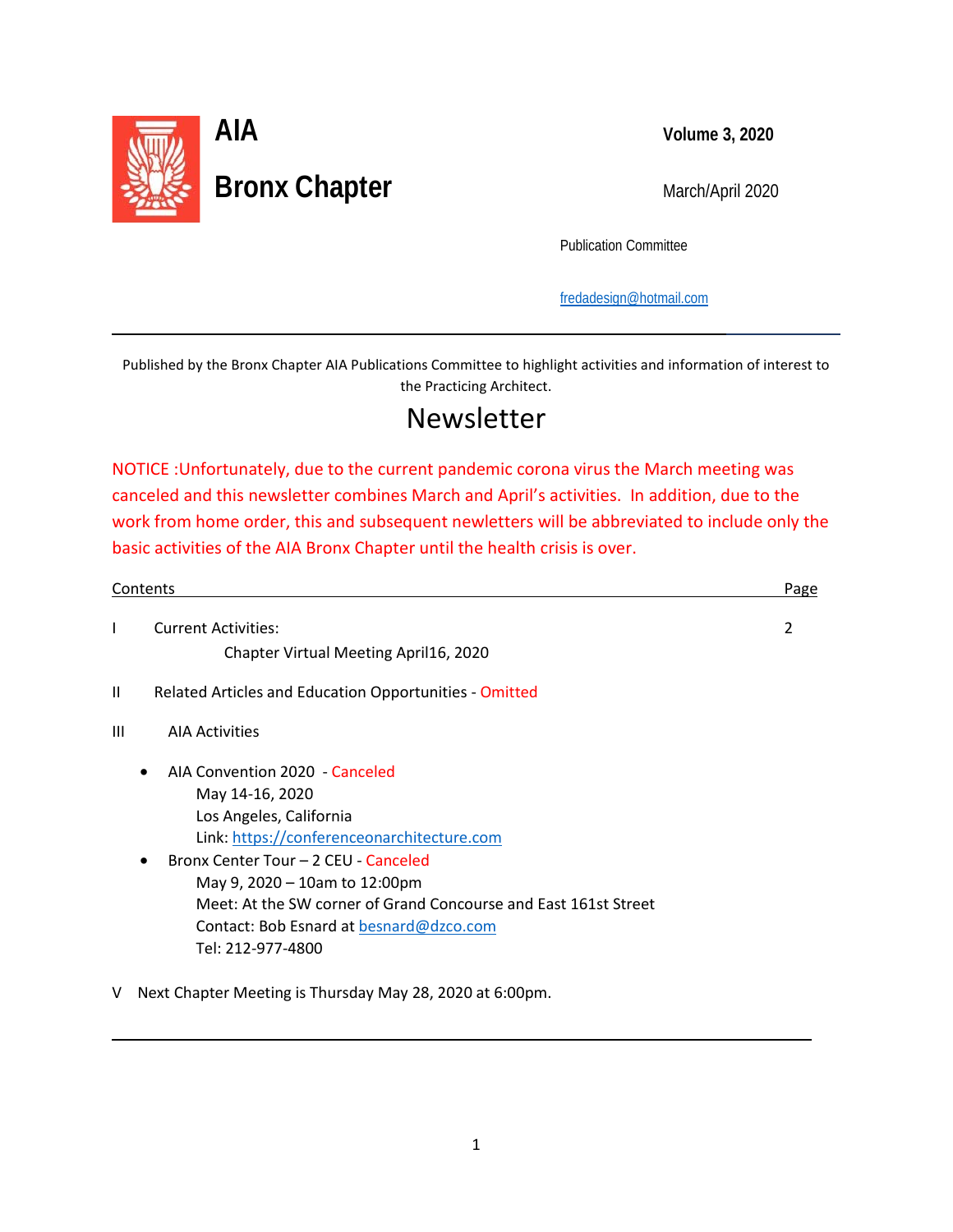# AIA

# Bronx Chapter

**Volume 3, 2020**

March/April 2020

Publication Committee

fredadesign@hotmail.com

---

Published by the Bronx Chapter AIA Publications Committee to highlight activities and information of interest to the Practicing Architect.

## Newsletter

NOTICE :Unfortunately, due to the current pandemic corona virus the March meeting was canceled and this newsletter combines March and April's activities. In addition, due to the work from home order, this and subsequent newletters will be abbreviated to include only the basic activities of the AIA Bronx Chapter until the health crisis is over.

| Contents | | Page |
|---|---|---|
| I | Current Activities:<br>Chapter Virtual Meeting April16, 2020 | 2 |
| II | Related Articles and Education Opportunities - Omitted | |
| III | AIA Activities | |

- AIA Convention 2020 - Canceled
  May 14-16, 2020
  Los Angeles, California
  Link: https://conferenceonarchitecture.com
- Bronx Center Tour – 2 CEU - Canceled
  May 9, 2020 – 10am to 12:00pm
  Meet: At the SW corner of Grand Concourse and East 161st Street
  Contact: Bob Esnard at besnard@dzco.com
  Tel: 212-977-4800

V Next Chapter Meeting is Thursday May 28, 2020 at 6:00pm.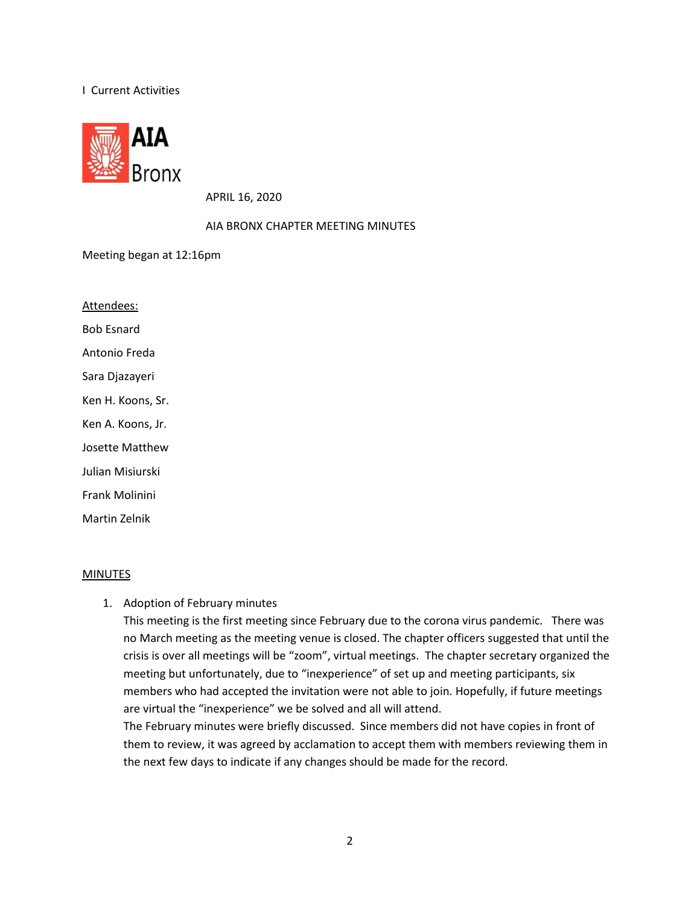I Current Activities

AIA Bronx

APRIL 16, 2020

AIA BRONX CHAPTER MEETING MINUTES

Meeting began at 12:16pm

Attendees:

Bob Esnard

Antonio Freda

Sara Djazayeri

Ken H. Koons, Sr.

Ken A. Koons, Jr.

Josette Matthew

Julian Misiurski

Frank Molinini

Martin Zelnik

MINUTES

1. Adoption of February minutes
   This meeting is the first meeting since February due to the corona virus pandemic. There was no March meeting as the meeting venue is closed. The chapter officers suggested that until the crisis is over all meetings will be "zoom", virtual meetings. The chapter secretary organized the meeting but unfortunately, due to "inexperience" of set up and meeting participants, six members who had accepted the invitation were not able to join. Hopefully, if future meetings are virtual the "inexperience" we be solved and all will attend.
   The February minutes were briefly discussed. Since members did not have copies in front of them to review, it was agreed by acclamation to accept them with members reviewing them in the next few days to indicate if any changes should be made for the record.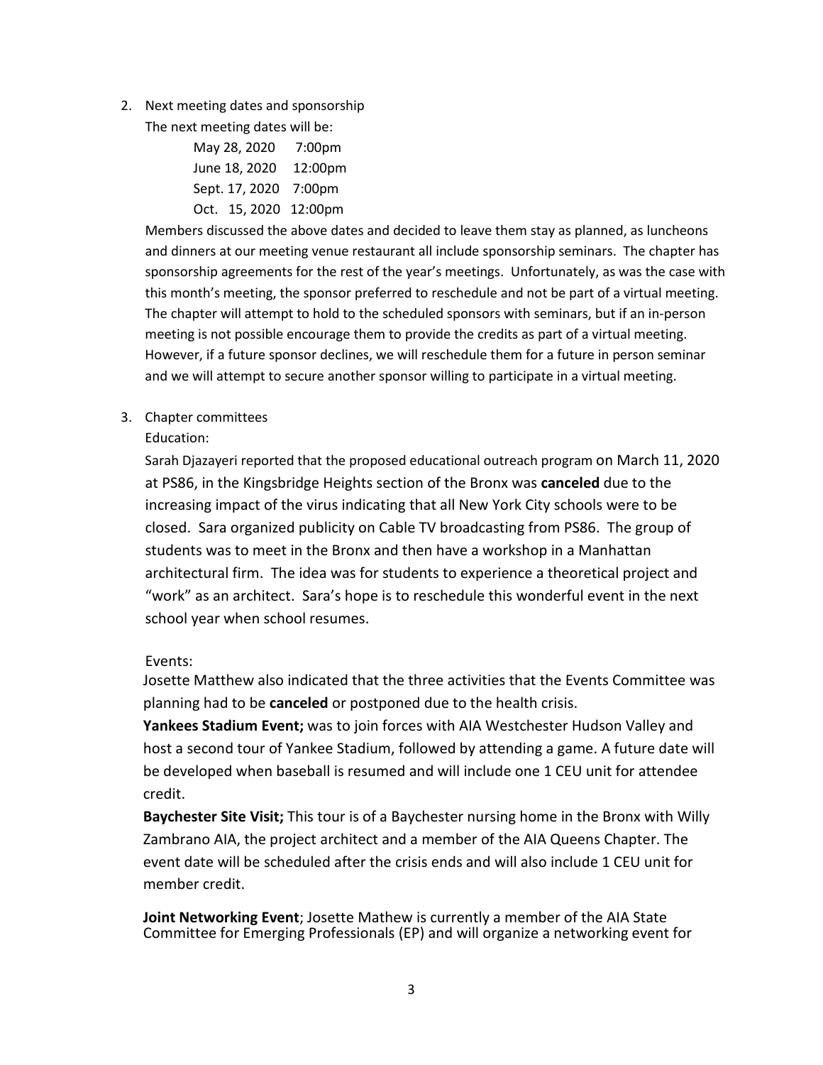2. Next meeting dates and sponsorship

   The next meeting dates will be:

   May 28, 2020 7:00pm
   June 18, 2020 12:00pm
   Sept. 17, 2020 7:00pm
   Oct. 15, 2020 12:00pm

   Members discussed the above dates and decided to leave them stay as planned, as luncheons and dinners at our meeting venue restaurant all include sponsorship seminars. The chapter has sponsorship agreements for the rest of the year's meetings. Unfortunately, as was the case with this month's meeting, the sponsor preferred to reschedule and not be part of a virtual meeting. The chapter will attempt to hold to the scheduled sponsors with seminars, but if an in-person meeting is not possible encourage them to provide the credits as part of a virtual meeting. However, if a future sponsor declines, we will reschedule them for a future in person seminar and we will attempt to secure another sponsor willing to participate in a virtual meeting.

3. Chapter committees

   Education:

   Sarah Djazayeri reported that the proposed educational outreach program on March 11, 2020 at PS86, in the Kingsbridge Heights section of the Bronx was **canceled** due to the increasing impact of the virus indicating that all New York City schools were to be closed. Sara organized publicity on Cable TV broadcasting from PS86. The group of students was to meet in the Bronx and then have a workshop in a Manhattan architectural firm. The idea was for students to experience a theoretical project and "work" as an architect. Sara's hope is to reschedule this wonderful event in the next school year when school resumes.

   Events:

   Josette Matthew also indicated that the three activities that the Events Committee was planning had to be **canceled** or postponed due to the health crisis.

   **Yankees Stadium Event;** was to join forces with AIA Westchester Hudson Valley and host a second tour of Yankee Stadium, followed by attending a game. A future date will be developed when baseball is resumed and will include one 1 CEU unit for attendee credit.

   **Baychester Site Visit;** This tour is of a Baychester nursing home in the Bronx with Willy Zambrano AIA, the project architect and a member of the AIA Queens Chapter. The event date will be scheduled after the crisis ends and will also include 1 CEU unit for member credit.

   **Joint Networking Event**; Josette Mathew is currently a member of the AIA State Committee for Emerging Professionals (EP) and will organize a networking event for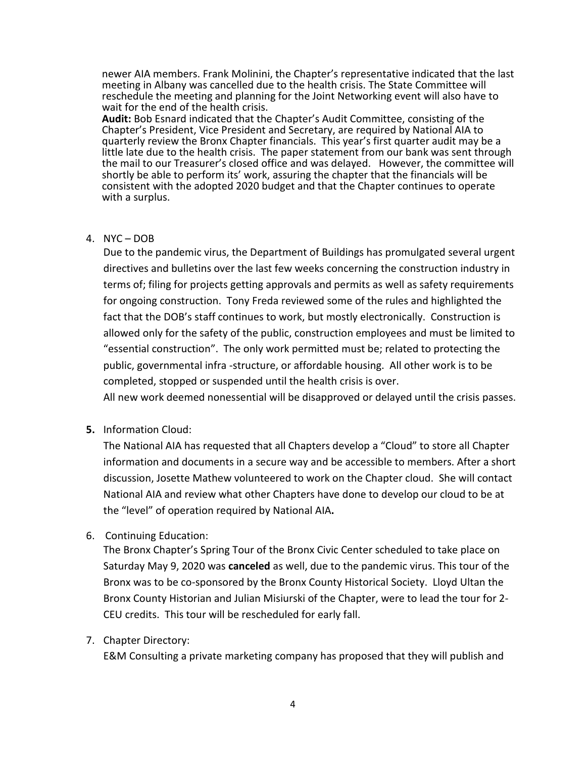newer AIA members. Frank Molinini, the Chapter's representative indicated that the last meeting in Albany was cancelled due to the health crisis. The State Committee will reschedule the meeting and planning for the Joint Networking event will also have to wait for the end of the health crisis.

**Audit:** Bob Esnard indicated that the Chapter's Audit Committee, consisting of the Chapter's President, Vice President and Secretary, are required by National AIA to quarterly review the Bronx Chapter financials. This year's first quarter audit may be a little late due to the health crisis. The paper statement from our bank was sent through the mail to our Treasurer's closed office and was delayed. However, the committee will shortly be able to perform its' work, assuring the chapter that the financials will be consistent with the adopted 2020 budget and that the Chapter continues to operate with a surplus.

4. NYC – DOB

   Due to the pandemic virus, the Department of Buildings has promulgated several urgent directives and bulletins over the last few weeks concerning the construction industry in terms of; filing for projects getting approvals and permits as well as safety requirements for ongoing construction. Tony Freda reviewed some of the rules and highlighted the fact that the DOB's staff continues to work, but mostly electronically. Construction is allowed only for the safety of the public, construction employees and must be limited to "essential construction". The only work permitted must be; related to protecting the public, governmental infra -structure, or affordable housing. All other work is to be completed, stopped or suspended until the health crisis is over.

   All new work deemed nonessential will be disapproved or delayed until the crisis passes.

5. Information Cloud:

   The National AIA has requested that all Chapters develop a "Cloud" to store all Chapter information and documents in a secure way and be accessible to members. After a short discussion, Josette Mathew volunteered to work on the Chapter cloud. She will contact National AIA and review what other Chapters have done to develop our cloud to be at the "level" of operation required by National AIA**.**

6. Continuing Education:

   The Bronx Chapter's Spring Tour of the Bronx Civic Center scheduled to take place on Saturday May 9, 2020 was **canceled** as well, due to the pandemic virus. This tour of the Bronx was to be co-sponsored by the Bronx County Historical Society. Lloyd Ultan the Bronx County Historian and Julian Misiurski of the Chapter, were to lead the tour for 2-CEU credits. This tour will be rescheduled for early fall.

7. Chapter Directory:

   E&M Consulting a private marketing company has proposed that they will publish and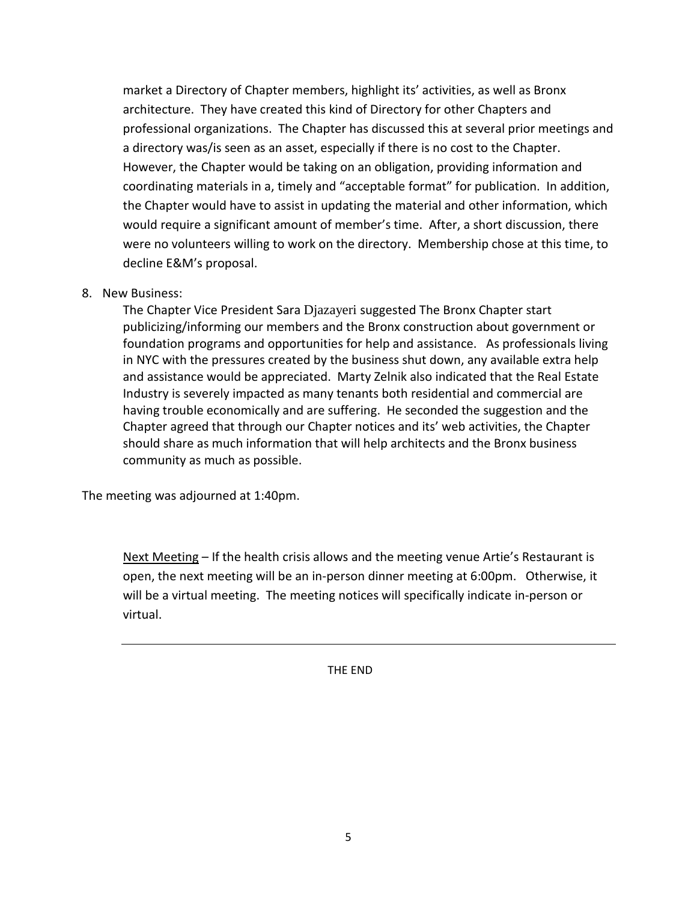market a Directory of Chapter members, highlight its' activities, as well as Bronx architecture. They have created this kind of Directory for other Chapters and professional organizations. The Chapter has discussed this at several prior meetings and a directory was/is seen as an asset, especially if there is no cost to the Chapter. However, the Chapter would be taking on an obligation, providing information and coordinating materials in a, timely and "acceptable format" for publication. In addition, the Chapter would have to assist in updating the material and other information, which would require a significant amount of member's time. After, a short discussion, there were no volunteers willing to work on the directory. Membership chose at this time, to decline E&M's proposal.

8. New Business:

   The Chapter Vice President Sara Djazayeri suggested The Bronx Chapter start publicizing/informing our members and the Bronx construction about government or foundation programs and opportunities for help and assistance. As professionals living in NYC with the pressures created by the business shut down, any available extra help and assistance would be appreciated. Marty Zelnik also indicated that the Real Estate Industry is severely impacted as many tenants both residential and commercial are having trouble economically and are suffering. He seconded the suggestion and the Chapter agreed that through our Chapter notices and its' web activities, the Chapter should share as much information that will help architects and the Bronx business community as much as possible.

The meeting was adjourned at 1:40pm.

Next Meeting – If the health crisis allows and the meeting venue Artie's Restaurant is open, the next meeting will be an in-person dinner meeting at 6:00pm. Otherwise, it will be a virtual meeting. The meeting notices will specifically indicate in-person or virtual.

---

THE END